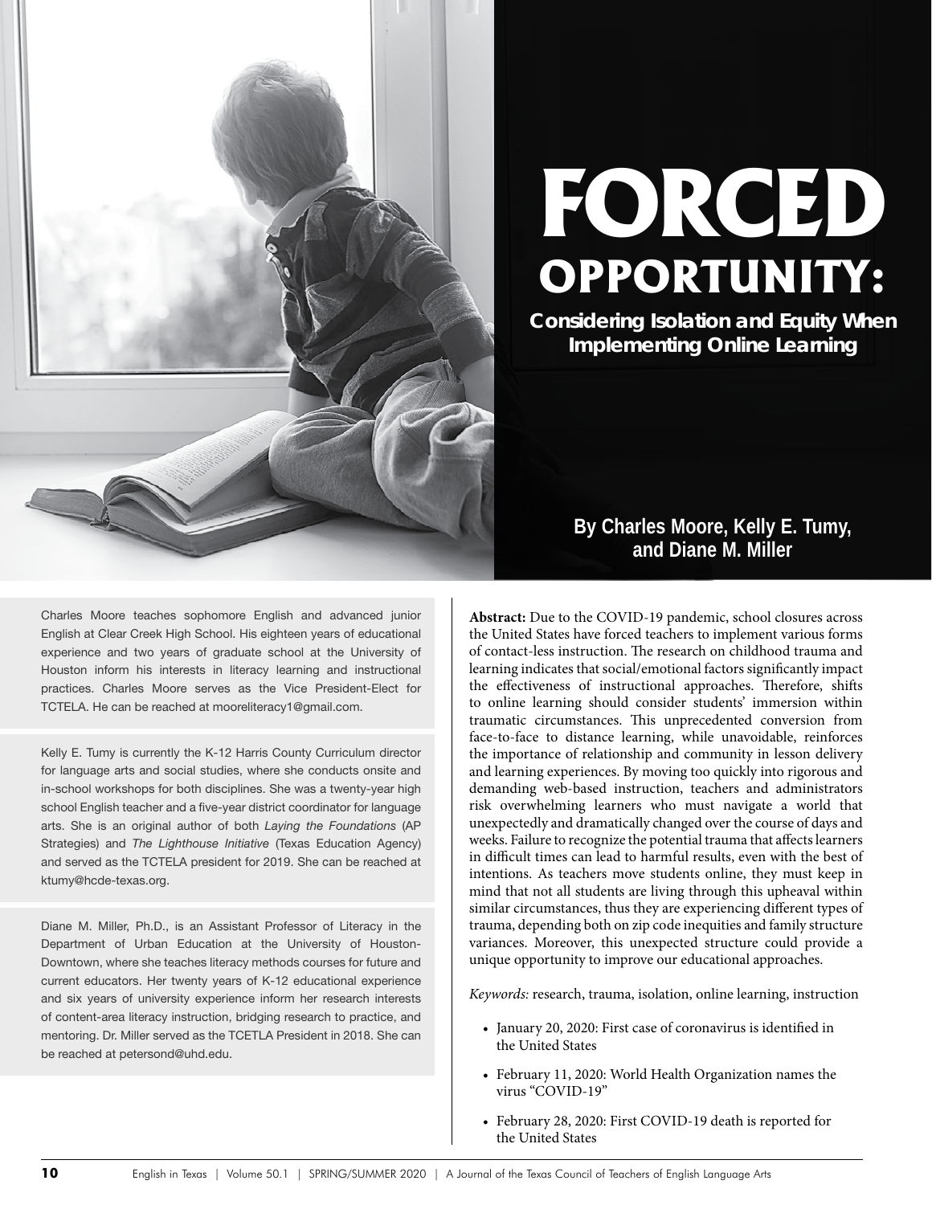# FORCED OPPORTUNITY:

## Considering Isolation and Equity When Implementing Online Learning

**By Charles Moore, Kelly E. Tumy, and Diane M. Miller**

Charles Moore teaches sophomore English and advanced junior English at Clear Creek High School. His eighteen years of educational experience and two years of graduate school at the University of Houston inform his interests in literacy learning and instructional practices. Charles Moore serves as the Vice President-Elect for TCTELA. He can be reached at mooreliteracy1@gmail.com.

Kelly E. Tumy is currently the K-12 Harris County Curriculum director for language arts and social studies, where she conducts onsite and in-school workshops for both disciplines. She was a twenty-year high school English teacher and a five-year district coordinator for language arts. She is an original author of both *Laying the Foundations* (AP Strategies) and *The Lighthouse Initiative* (Texas Education Agency) and served as the TCTELA president for 2019. She can be reached at ktumy@hcde-texas.org.

Diane M. Miller, Ph.D., is an Assistant Professor of Literacy in the Department of Urban Education at the University of Houston-Downtown, where she teaches literacy methods courses for future and current educators. Her twenty years of K-12 educational experience and six years of university experience inform her research interests of content-area literacy instruction, bridging research to practice, and mentoring. Dr. Miller served as the TCETLA President in 2018. She can be reached at petersond@uhd.edu.

**Abstract:** Due to the COVID-19 pandemic, school closures across the United States have forced teachers to implement various forms of contact-less instruction. The research on childhood trauma and learning indicates that social/emotional factors significantly impact the effectiveness of instructional approaches. Therefore, shifts to online learning should consider students' immersion within traumatic circumstances. This unprecedented conversion from face-to-face to distance learning, while unavoidable, reinforces the importance of relationship and community in lesson delivery and learning experiences. By moving too quickly into rigorous and demanding web-based instruction, teachers and administrators risk overwhelming learners who must navigate a world that unexpectedly and dramatically changed over the course of days and weeks. Failure to recognize the potential trauma that affects learners in difficult times can lead to harmful results, even with the best of intentions. As teachers move students online, they must keep in mind that not all students are living through this upheaval within similar circumstances, thus they are experiencing different types of trauma, depending both on zip code inequities and family structure variances. Moreover, this unexpected structure could provide a unique opportunity to improve our educational approaches.

*Keywords:* research, trauma, isolation, online learning, instruction

- January 20, 2020: First case of coronavirus is identified in the United States
- February 11, 2020: World Health Organization names the virus "COVID-19"
- February 28, 2020: First COVID-19 death is reported for the United States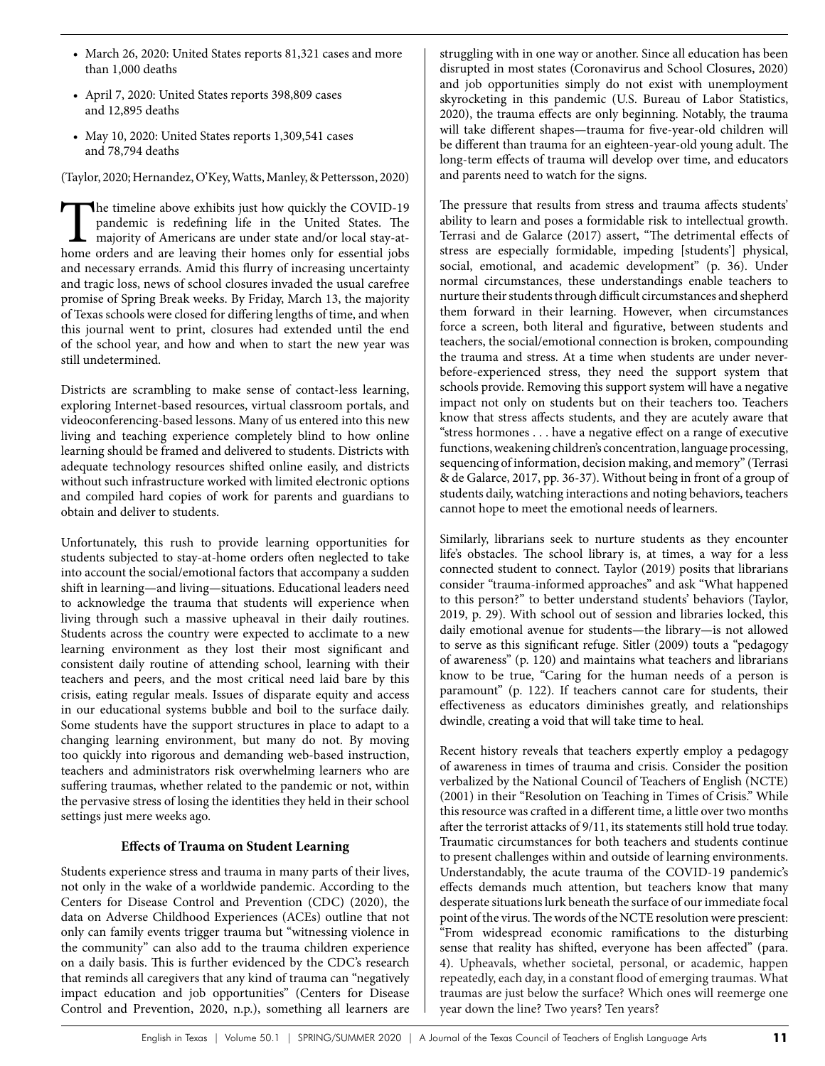- March 26, 2020: United States reports 81,321 cases and more than 1,000 deaths
- April 7, 2020: United States reports 398,809 cases and 12,895 deaths
- May 10, 2020: United States reports 1,309,541 cases and 78,794 deaths

(Taylor, 2020; Hernandez, O'Key, Watts, Manley, & Pettersson, 2020)

The timeline above exhibits just how quickly the COVID-19 pandemic is redefining life in the United States. The majority of Americans are under state and/or local stay-at-home orders and are leaving their homes only for essential jobs and necessary errands. Amid this flurry of increasing uncertainty and tragic loss, news of school closures invaded the usual carefree promise of Spring Break weeks. By Friday, March 13, the majority of Texas schools were closed for differing lengths of time, and when this journal went to print, closures had extended until the end of the school year, and how and when to start the new year was still undetermined.

Districts are scrambling to make sense of contact-less learning, exploring Internet-based resources, virtual classroom portals, and videoconferencing-based lessons. Many of us entered into this new living and teaching experience completely blind to how online learning should be framed and delivered to students. Districts with adequate technology resources shifted online easily, and districts without such infrastructure worked with limited electronic options and compiled hard copies of work for parents and guardians to obtain and deliver to students.

Unfortunately, this rush to provide learning opportunities for students subjected to stay-at-home orders often neglected to take into account the social/emotional factors that accompany a sudden shift in learning—and living—situations. Educational leaders need to acknowledge the trauma that students will experience when living through such a massive upheaval in their daily routines. Students across the country were expected to acclimate to a new learning environment as they lost their most significant and consistent daily routine of attending school, learning with their teachers and peers, and the most critical need laid bare by this crisis, eating regular meals. Issues of disparate equity and access in our educational systems bubble and boil to the surface daily. Some students have the support structures in place to adapt to a changing learning environment, but many do not. By moving too quickly into rigorous and demanding web-based instruction, teachers and administrators risk overwhelming learners who are suffering traumas, whether related to the pandemic or not, within the pervasive stress of losing the identities they held in their school settings just mere weeks ago.

### Effects of Trauma on Student Learning

Students experience stress and trauma in many parts of their lives, not only in the wake of a worldwide pandemic. According to the Centers for Disease Control and Prevention (CDC) (2020), the data on Adverse Childhood Experiences (ACEs) outline that not only can family events trigger trauma but "witnessing violence in the community" can also add to the trauma children experience on a daily basis. This is further evidenced by the CDC's research that reminds all caregivers that any kind of trauma can "negatively impact education and job opportunities" (Centers for Disease Control and Prevention, 2020, n.p.), something all learners are struggling with in one way or another. Since all education has been disrupted in most states (Coronavirus and School Closures, 2020) and job opportunities simply do not exist with unemployment skyrocketing in this pandemic (U.S. Bureau of Labor Statistics, 2020), the trauma effects are only beginning. Notably, the trauma will take different shapes—trauma for five-year-old children will be different than trauma for an eighteen-year-old young adult. The long-term effects of trauma will develop over time, and educators and parents need to watch for the signs.

The pressure that results from stress and trauma affects students' ability to learn and poses a formidable risk to intellectual growth. Terrasi and de Galarce (2017) assert, "The detrimental effects of stress are especially formidable, impeding [students'] physical, social, emotional, and academic development" (p. 36). Under normal circumstances, these understandings enable teachers to nurture their students through difficult circumstances and shepherd them forward in their learning. However, when circumstances force a screen, both literal and figurative, between students and teachers, the social/emotional connection is broken, compounding the trauma and stress. At a time when students are under never-before-experienced stress, they need the support system that schools provide. Removing this support system will have a negative impact not only on students but on their teachers too. Teachers know that stress affects students, and they are acutely aware that "stress hormones . . . have a negative effect on a range of executive functions, weakening children's concentration, language processing, sequencing of information, decision making, and memory" (Terrasi & de Galarce, 2017, pp. 36-37). Without being in front of a group of students daily, watching interactions and noting behaviors, teachers cannot hope to meet the emotional needs of learners.

Similarly, librarians seek to nurture students as they encounter life's obstacles. The school library is, at times, a way for a less connected student to connect. Taylor (2019) posits that librarians consider "trauma-informed approaches" and ask "What happened to this person?" to better understand students' behaviors (Taylor, 2019, p. 29). With school out of session and libraries locked, this daily emotional avenue for students—the library—is not allowed to serve as this significant refuge. Sitler (2009) touts a "pedagogy of awareness" (p. 120) and maintains what teachers and librarians know to be true, "Caring for the human needs of a person is paramount" (p. 122). If teachers cannot care for students, their effectiveness as educators diminishes greatly, and relationships dwindle, creating a void that will take time to heal.

Recent history reveals that teachers expertly employ a pedagogy of awareness in times of trauma and crisis. Consider the position verbalized by the National Council of Teachers of English (NCTE) (2001) in their "Resolution on Teaching in Times of Crisis." While this resource was crafted in a different time, a little over two months after the terrorist attacks of 9/11, its statements still hold true today. Traumatic circumstances for both teachers and students continue to present challenges within and outside of learning environments. Understandably, the acute trauma of the COVID-19 pandemic's effects demands much attention, but teachers know that many desperate situations lurk beneath the surface of our immediate focal point of the virus. The words of the NCTE resolution were prescient: "From widespread economic ramifications to the disturbing sense that reality has shifted, everyone has been affected" (para. 4). Upheavals, whether societal, personal, or academic, happen repeatedly, each day, in a constant flood of emerging traumas. What traumas are just below the surface? Which ones will reemerge one year down the line? Two years? Ten years?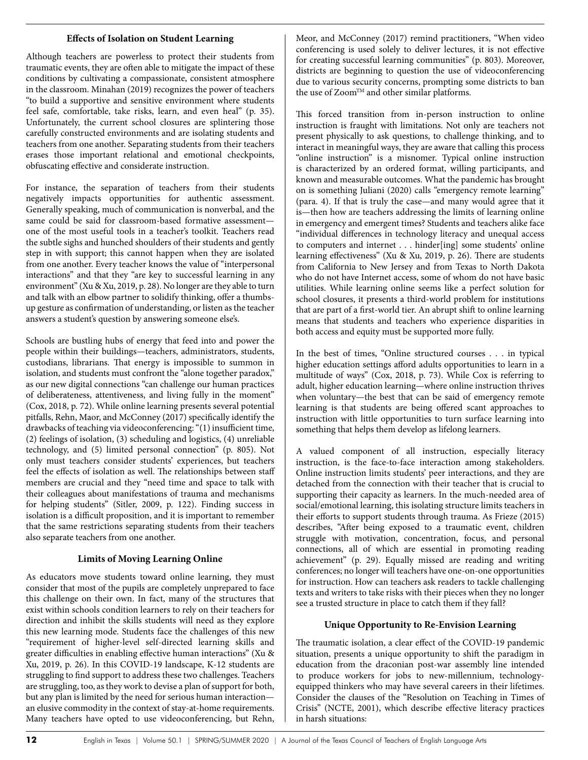### Effects of Isolation on Student Learning

Although teachers are powerless to protect their students from traumatic events, they are often able to mitigate the impact of these conditions by cultivating a compassionate, consistent atmosphere in the classroom. Minahan (2019) recognizes the power of teachers "to build a supportive and sensitive environment where students feel safe, comfortable, take risks, learn, and even heal" (p. 35). Unfortunately, the current school closures are splintering those carefully constructed environments and are isolating students and teachers from one another. Separating students from their teachers erases those important relational and emotional checkpoints, obfuscating effective and considerate instruction.

For instance, the separation of teachers from their students negatively impacts opportunities for authentic assessment. Generally speaking, much of communication is nonverbal, and the same could be said for classroom-based formative assessment—one of the most useful tools in a teacher's toolkit. Teachers read the subtle sighs and hunched shoulders of their students and gently step in with support; this cannot happen when they are isolated from one another. Every teacher knows the value of "interpersonal interactions" and that they "are key to successful learning in any environment" (Xu & Xu, 2019, p. 28). No longer are they able to turn and talk with an elbow partner to solidify thinking, offer a thumbs-up gesture as confirmation of understanding, or listen as the teacher answers a student's question by answering someone else's.

Schools are bustling hubs of energy that feed into and power the people within their buildings—teachers, administrators, students, custodians, librarians. That energy is impossible to summon in isolation, and students must confront the "alone together paradox," as our new digital connections "can challenge our human practices of deliberateness, attentiveness, and living fully in the moment" (Cox, 2018, p. 72). While online learning presents several potential pitfalls, Rehn, Maor, and McConney (2017) specifically identify the drawbacks of teaching via videoconferencing: "(1) insufficient time, (2) feelings of isolation, (3) scheduling and logistics, (4) unreliable technology, and (5) limited personal connection" (p. 805). Not only must teachers consider students' experiences, but teachers feel the effects of isolation as well. The relationships between staff members are crucial and they "need time and space to talk with their colleagues about manifestations of trauma and mechanisms for helping students" (Sitler, 2009, p. 122). Finding success in isolation is a difficult proposition, and it is important to remember that the same restrictions separating students from their teachers also separate teachers from one another.

### Limits of Moving Learning Online

As educators move students toward online learning, they must consider that most of the pupils are completely unprepared to face this challenge on their own. In fact, many of the structures that exist within schools condition learners to rely on their teachers for direction and inhibit the skills students will need as they explore this new learning mode. Students face the challenges of this new "requirement of higher-level self-directed learning skills and greater difficulties in enabling effective human interactions" (Xu & Xu, 2019, p. 26). In this COVID-19 landscape, K-12 students are struggling to find support to address these two challenges. Teachers are struggling, too, as they work to devise a plan of support for both, but any plan is limited by the need for serious human interaction—an elusive commodity in the context of stay-at-home requirements. Many teachers have opted to use videoconferencing, but Rehn, Meor, and McConney (2017) remind practitioners, "When video conferencing is used solely to deliver lectures, it is not effective for creating successful learning communities" (p. 803). Moreover, districts are beginning to question the use of videoconferencing due to various security concerns, prompting some districts to ban the use of Zoom™ and other similar platforms.

This forced transition from in-person instruction to online instruction is fraught with limitations. Not only are teachers not present physically to ask questions, to challenge thinking, and to interact in meaningful ways, they are aware that calling this process "online instruction" is a misnomer. Typical online instruction is characterized by an ordered format, willing participants, and known and measurable outcomes. What the pandemic has brought on is something Juliani (2020) calls "emergency remote learning" (para. 4). If that is truly the case—and many would agree that it is—then how are teachers addressing the limits of learning online in emergency and emergent times? Students and teachers alike face "individual differences in technology literacy and unequal access to computers and internet . . . hinder[ing] some students' online learning effectiveness" (Xu & Xu, 2019, p. 26). There are students from California to New Jersey and from Texas to North Dakota who do not have Internet access, some of whom do not have basic utilities. While learning online seems like a perfect solution for school closures, it presents a third-world problem for institutions that are part of a first-world tier. An abrupt shift to online learning means that students and teachers who experience disparities in both access and equity must be supported more fully.

In the best of times, "Online structured courses . . . in typical higher education settings afford adults opportunities to learn in a multitude of ways" (Cox, 2018, p. 73). While Cox is referring to adult, higher education learning—where online instruction thrives when voluntary—the best that can be said of emergency remote learning is that students are being offered scant approaches to instruction with little opportunities to turn surface learning into something that helps them develop as lifelong learners.

A valued component of all instruction, especially literacy instruction, is the face-to-face interaction among stakeholders. Online instruction limits students' peer interactions, and they are detached from the connection with their teacher that is crucial to supporting their capacity as learners. In the much-needed area of social/emotional learning, this isolating structure limits teachers in their efforts to support students through trauma. As Frieze (2015) describes, "After being exposed to a traumatic event, children struggle with motivation, concentration, focus, and personal connections, all of which are essential in promoting reading achievement" (p. 29). Equally missed are reading and writing conferences; no longer will teachers have one-on-one opportunities for instruction. How can teachers ask readers to tackle challenging texts and writers to take risks with their pieces when they no longer see a trusted structure in place to catch them if they fall?

### Unique Opportunity to Re-Envision Learning

The traumatic isolation, a clear effect of the COVID-19 pandemic situation, presents a unique opportunity to shift the paradigm in education from the draconian post-war assembly line intended to produce workers for jobs to new-millennium, technology-equipped thinkers who may have several careers in their lifetimes. Consider the clauses of the "Resolution on Teaching in Times of Crisis" (NCTE, 2001), which describe effective literacy practices in harsh situations: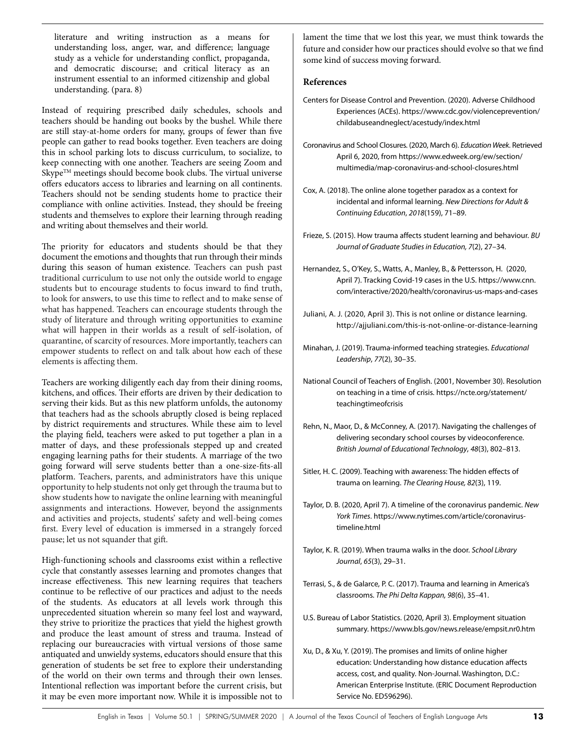literature and writing instruction as a means for understanding loss, anger, war, and difference; language study as a vehicle for understanding conflict, propaganda, and democratic discourse; and critical literacy as an instrument essential to an informed citizenship and global understanding. (para. 8)

Instead of requiring prescribed daily schedules, schools and teachers should be handing out books by the bushel. While there are still stay-at-home orders for many, groups of fewer than five people can gather to read books together. Even teachers are doing this in school parking lots to discuss curriculum, to socialize, to keep connecting with one another. Teachers are seeing Zoom and Skype™ meetings should become book clubs. The virtual universe offers educators access to libraries and learning on all continents. Teachers should not be sending students home to practice their compliance with online activities. Instead, they should be freeing students and themselves to explore their learning through reading and writing about themselves and their world.

The priority for educators and students should be that they document the emotions and thoughts that run through their minds during this season of human existence. Teachers can push past traditional curriculum to use not only the outside world to engage students but to encourage students to focus inward to find truth, to look for answers, to use this time to reflect and to make sense of what has happened. Teachers can encourage students through the study of literature and through writing opportunities to examine what will happen in their worlds as a result of self-isolation, of quarantine, of scarcity of resources. More importantly, teachers can empower students to reflect on and talk about how each of these elements is affecting them.

Teachers are working diligently each day from their dining rooms, kitchens, and offices. Their efforts are driven by their dedication to serving their kids. But as this new platform unfolds, the autonomy that teachers had as the schools abruptly closed is being replaced by district requirements and structures. While these aim to level the playing field, teachers were asked to put together a plan in a matter of days, and these professionals stepped up and created engaging learning paths for their students. A marriage of the two going forward will serve students better than a one-size-fits-all platform. Teachers, parents, and administrators have this unique opportunity to help students not only get through the trauma but to show students how to navigate the online learning with meaningful assignments and interactions. However, beyond the assignments and activities and projects, students' safety and well-being comes first. Every level of education is immersed in a strangely forced pause; let us not squander that gift.

High-functioning schools and classrooms exist within a reflective cycle that constantly assesses learning and promotes changes that increase effectiveness. This new learning requires that teachers continue to be reflective of our practices and adjust to the needs of the students. As educators at all levels work through this unprecedented situation wherein so many feel lost and wayward, they strive to prioritize the practices that yield the highest growth and produce the least amount of stress and trauma. Instead of replacing our bureaucracies with virtual versions of those same antiquated and unwieldy systems, educators should ensure that this generation of students be set free to explore their understanding of the world on their own terms and through their own lenses. Intentional reflection was important before the current crisis, but it may be even more important now. While it is impossible not to lament the time that we lost this year, we must think towards the future and consider how our practices should evolve so that we find some kind of success moving forward.

## References

Centers for Disease Control and Prevention. (2020). Adverse Childhood Experiences (ACEs). https://www.cdc.gov/violenceprevention/childabuseandneglect/acestudy/index.html

Coronavirus and School Closures. (2020, March 6). *Education Week*. Retrieved April 6, 2020, from https://www.edweek.org/ew/section/multimedia/map-coronavirus-and-school-closures.html

Cox, A. (2018). The online alone together paradox as a context for incidental and informal learning. *New Directions for Adult & Continuing Education*, *2018*(159), 71–89.

Frieze, S. (2015). How trauma affects student learning and behaviour. *BU Journal of Graduate Studies in Education, 7*(2), 27–34.

Hernandez, S., O'Key, S., Watts, A., Manley, B., & Pettersson, H. (2020, April 7). Tracking Covid-19 cases in the U.S. https://www.cnn.com/interactive/2020/health/coronavirus-us-maps-and-cases

Juliani, A. J. (2020, April 3). This is not online or distance learning. http://ajjuliani.com/this-is-not-online-or-distance-learning

Minahan, J. (2019). Trauma-informed teaching strategies. *Educational Leadership*, *77*(2), 30–35.

National Council of Teachers of English. (2001, November 30). Resolution on teaching in a time of crisis. https://ncte.org/statement/teachingtimeofcrisis

Rehn, N., Maor, D., & McConney, A. (2017). Navigating the challenges of delivering secondary school courses by videoconference. *British Journal of Educational Technology*, *48*(3), 802–813.

Sitler, H. C. (2009). Teaching with awareness: The hidden effects of trauma on learning. *The Clearing House, 82*(3), 119.

Taylor, D. B. (2020, April 7). A timeline of the coronavirus pandemic. *New York Times*. https://www.nytimes.com/article/coronavirus-timeline.html

Taylor, K. R. (2019). When trauma walks in the door. *School Library Journal*, *65*(3), 29–31.

Terrasi, S., & de Galarce, P. C. (2017). Trauma and learning in America's classrooms. *The Phi Delta Kappan, 98*(6), 35–41.

U.S. Bureau of Labor Statistics. (2020, April 3). Employment situation summary. https://www.bls.gov/news.release/empsit.nr0.htm

Xu, D., & Xu, Y. (2019). The promises and limits of online higher education: Understanding how distance education affects access, cost, and quality. Non-Journal. Washington, D.C.: American Enterprise Institute. (ERIC Document Reproduction Service No. ED596296).